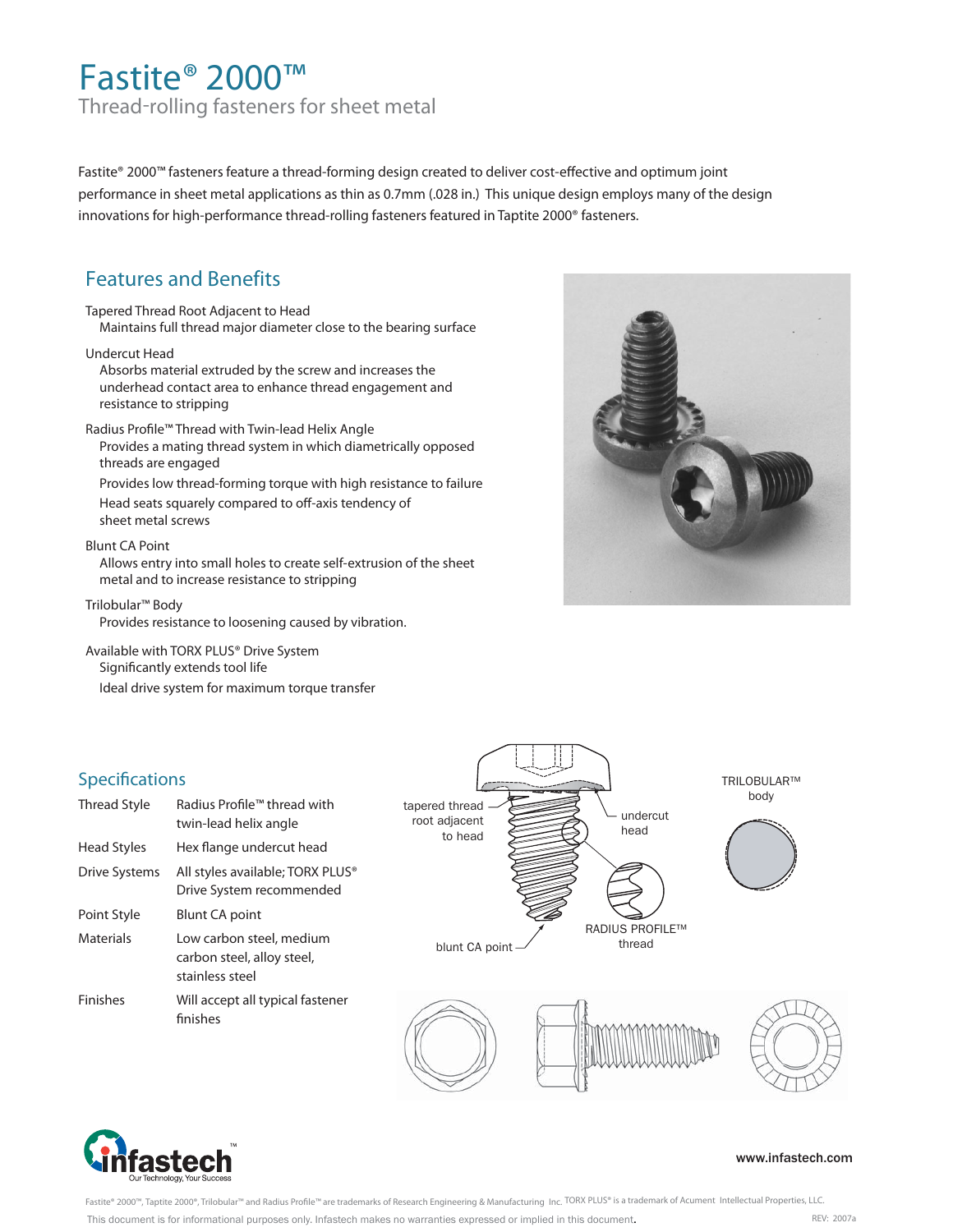# Fastite® 2000™

## Thread-rolling fasteners for sheet metal

Fastite® 2000™ fasteners feature a thread-forming design created to deliver cost-effective and optimum joint performance in sheet metal applications as thin as 0.7mm (.028 in.) This unique design employs many of the design innovations for high-performance thread-rolling fasteners featured in Taptite 2000® fasteners.

## Features and Benefits

Tapered Thread Root Adjacent to Head
- Maintains full thread major diameter close to the bearing surface

Undercut Head
- Absorbs material extruded by the screw and increases the underhead contact area to enhance thread engagement and resistance to stripping

Radius Profile™ Thread with Twin-lead Helix Angle
- Provides a mating thread system in which diametrically opposed threads are engaged
- Provides low thread-forming torque with high resistance to failure
- Head seats squarely compared to off-axis tendency of sheet metal screws

Blunt CA Point
- Allows entry into small holes to create self-extrusion of the sheet metal and to increase resistance to stripping

Trilobular™ Body
- Provides resistance to loosening caused by vibration.

Available with TORX PLUS® Drive System
- Significantly extends tool life
- Ideal drive system for maximum torque transfer

## Specifications

| | |
|---|---|
| Thread Style | Radius Profile™ thread with twin-lead helix angle |
| Head Styles | Hex flange undercut head |
| Drive Systems | All styles available; TORX PLUS® Drive System recommended |
| Point Style | Blunt CA point |
| Materials | Low carbon steel, medium carbon steel, alloy steel, stainless steel |
| Finishes | Will accept all typical fastener finishes |

tapered thread root adjacent to head

undercut head

TRILOBULAR™ body

RADIUS PROFILE™ thread

blunt CA point

infastech — Our Technology, Your Success

www.infastech.com

Fastite® 2000™, Taptite 2000®, Trilobular™ and Radius Profile™ are trademarks of Research Engineering & Manufacturing Inc. TORX PLUS® is a trademark of Acument Intellectual Properties, LLC.

This document is for informational purposes only. Infastech makes no warranties expressed or implied in this document.

REV: 2007a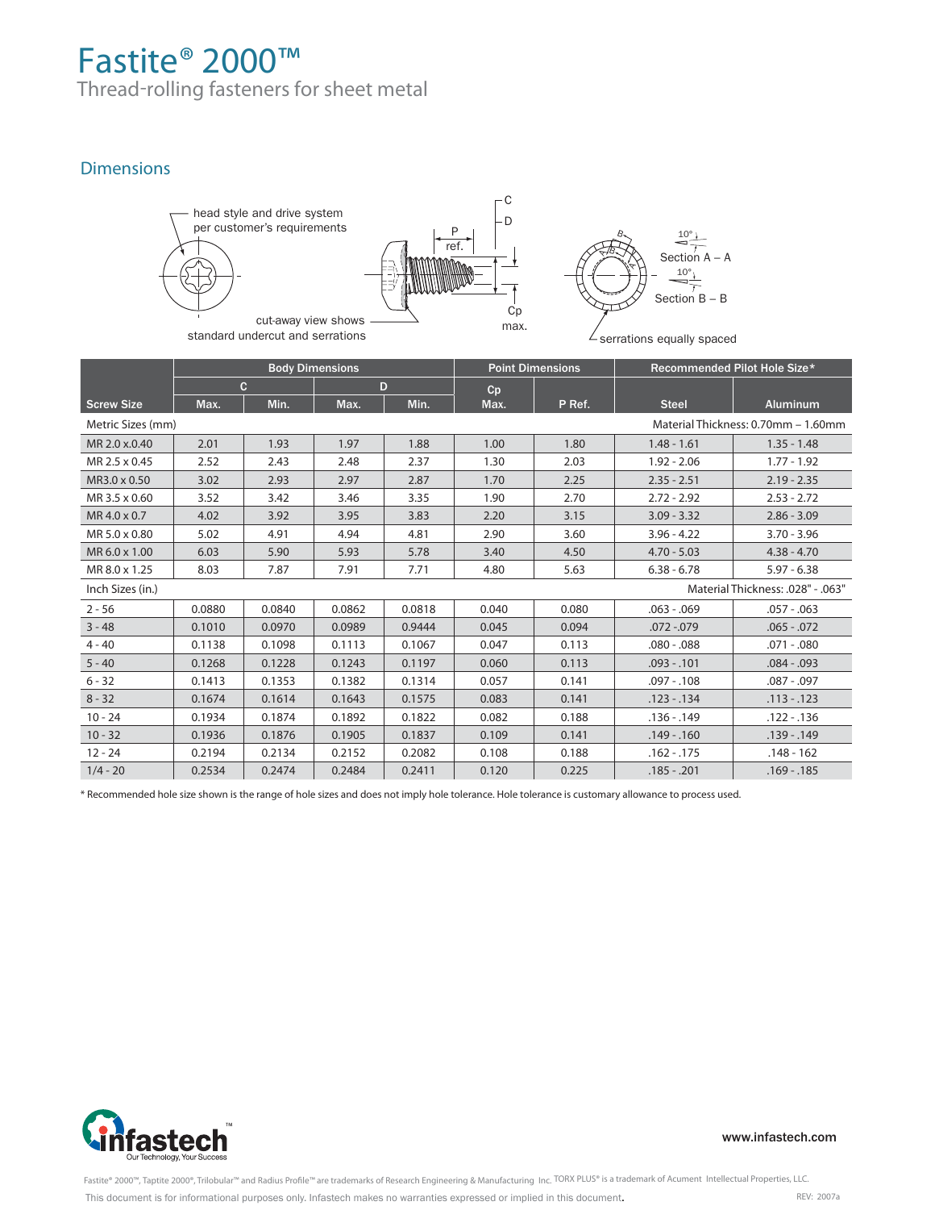# Fastite® 2000™

Thread-rolling fasteners for sheet metal

## Dimensions

head style and drive system per customer's requirements

cut-away view shows standard undercut and serrations

P ref.

C

D

Cp max.

Section A – A

Section B – B

10°

serrations equally spaced

| Screw Size | Body Dimensions | | | | Point Dimensions | | Recommended Pilot Hole Size* | |
|---|---|---|---|---|---|---|---|---|
| | C | | D | | Cp | | | |
| | Max. | Min. | Max. | Min. | Max. | P Ref. | Steel | Aluminum |
| Metric Sizes (mm) | | | | | | | Material Thickness: 0.70mm – 1.60mm | |
| MR 2.0 x.0.40 | 2.01 | 1.93 | 1.97 | 1.88 | 1.00 | 1.80 | 1.48 - 1.61 | 1.35 - 1.48 |
| MR 2.5 x 0.45 | 2.52 | 2.43 | 2.48 | 2.37 | 1.30 | 2.03 | 1.92 - 2.06 | 1.77 - 1.92 |
| MR3.0 x 0.50 | 3.02 | 2.93 | 2.97 | 2.87 | 1.70 | 2.25 | 2.35 - 2.51 | 2.19 - 2.35 |
| MR 3.5 x 0.60 | 3.52 | 3.42 | 3.46 | 3.35 | 1.90 | 2.70 | 2.72 - 2.92 | 2.53 - 2.72 |
| MR 4.0 x 0.7 | 4.02 | 3.92 | 3.95 | 3.83 | 2.20 | 3.15 | 3.09 - 3.32 | 2.86 - 3.09 |
| MR 5.0 x 0.80 | 5.02 | 4.91 | 4.94 | 4.81 | 2.90 | 3.60 | 3.96 - 4.22 | 3.70 - 3.96 |
| MR 6.0 x 1.00 | 6.03 | 5.90 | 5.93 | 5.78 | 3.40 | 4.50 | 4.70 - 5.03 | 4.38 - 4.70 |
| MR 8.0 x 1.25 | 8.03 | 7.87 | 7.91 | 7.71 | 4.80 | 5.63 | 6.38 - 6.78 | 5.97 - 6.38 |
| Inch Sizes (in.) | | | | | | | Material Thickness: .028" - .063" | |
| 2 - 56 | 0.0880 | 0.0840 | 0.0862 | 0.0818 | 0.040 | 0.080 | .063 - .069 | .057 - .063 |
| 3 - 48 | 0.1010 | 0.0970 | 0.0989 | 0.9444 | 0.045 | 0.094 | .072 -.079 | .065 - .072 |
| 4 - 40 | 0.1138 | 0.1098 | 0.1113 | 0.1067 | 0.047 | 0.113 | .080 - .088 | .071 - .080 |
| 5 - 40 | 0.1268 | 0.1228 | 0.1243 | 0.1197 | 0.060 | 0.113 | .093 - .101 | .084 - .093 |
| 6 - 32 | 0.1413 | 0.1353 | 0.1382 | 0.1314 | 0.057 | 0.141 | .097 - .108 | .087 - .097 |
| 8 - 32 | 0.1674 | 0.1614 | 0.1643 | 0.1575 | 0.083 | 0.141 | .123 - .134 | .113 - .123 |
| 10 - 24 | 0.1934 | 0.1874 | 0.1892 | 0.1822 | 0.082 | 0.188 | .136 - .149 | .122 - .136 |
| 10 - 32 | 0.1936 | 0.1876 | 0.1905 | 0.1837 | 0.109 | 0.141 | .149 - .160 | .139 - .149 |
| 12 - 24 | 0.2194 | 0.2134 | 0.2152 | 0.2082 | 0.108 | 0.188 | .162 - .175 | .148 - 162 |
| 1/4 - 20 | 0.2534 | 0.2474 | 0.2484 | 0.2411 | 0.120 | 0.225 | .185 - .201 | .169 - .185 |

* Recommended hole size shown is the range of hole sizes and does not imply hole tolerance. Hole tolerance is customary allowance to process used.

infastech™ Our Technology, Your Success

www.infastech.com

Fastite® 2000™, Taptite 2000®, Trilobular™ and Radius Profile™ are trademarks of Research Engineering & Manufacturing Inc. TORX PLUS® is a trademark of Acument Intellectual Properties, LLC.

This document is for informational purposes only. Infastech makes no warranties expressed or implied in this document.

REV: 2007a